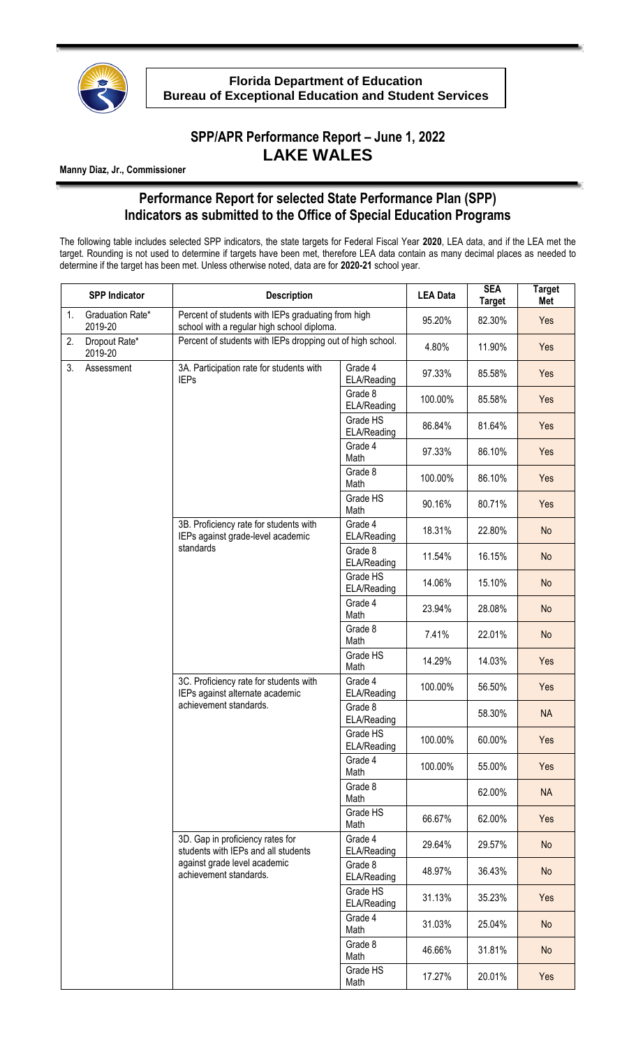**Florida Department of Education**
**Bureau of Exceptional Education and Student Services**

## SPP/APR Performance Report – June 1, 2022

# LAKE WALES

**Manny Diaz, Jr., Commissioner**

## Performance Report for selected State Performance Plan (SPP) Indicators as submitted to the Office of Special Education Programs

The following table includes selected SPP indicators, the state targets for Federal Fiscal Year **2020**, LEA data, and if the LEA met the target. Rounding is not used to determine if targets have been met, therefore LEA data contain as many decimal places as needed to determine if the target has been met. Unless otherwise noted, data are for **2020-21** school year.

| SPP Indicator | Description | | LEA Data | SEA Target | Target Met |
|---|---|---|---|---|---|
| 1. Graduation Rate* 2019-20 | Percent of students with IEPs graduating from high school with a regular high school diploma. | | 95.20% | 82.30% | Yes |
| 2. Dropout Rate* 2019-20 | Percent of students with IEPs dropping out of high school. | | 4.80% | 11.90% | Yes |
| 3. Assessment | 3A. Participation rate for students with IEPs | Grade 4 ELA/Reading | 97.33% | 85.58% | Yes |
| | | Grade 8 ELA/Reading | 100.00% | 85.58% | Yes |
| | | Grade HS ELA/Reading | 86.84% | 81.64% | Yes |
| | | Grade 4 Math | 97.33% | 86.10% | Yes |
| | | Grade 8 Math | 100.00% | 86.10% | Yes |
| | | Grade HS Math | 90.16% | 80.71% | Yes |
| | 3B. Proficiency rate for students with IEPs against grade-level academic standards | Grade 4 ELA/Reading | 18.31% | 22.80% | No |
| | | Grade 8 ELA/Reading | 11.54% | 16.15% | No |
| | | Grade HS ELA/Reading | 14.06% | 15.10% | No |
| | | Grade 4 Math | 23.94% | 28.08% | No |
| | | Grade 8 Math | 7.41% | 22.01% | No |
| | | Grade HS Math | 14.29% | 14.03% | Yes |
| | 3C. Proficiency rate for students with IEPs against alternate academic achievement standards. | Grade 4 ELA/Reading | 100.00% | 56.50% | Yes |
| | | Grade 8 ELA/Reading | | 58.30% | NA |
| | | Grade HS ELA/Reading | 100.00% | 60.00% | Yes |
| | | Grade 4 Math | 100.00% | 55.00% | Yes |
| | | Grade 8 Math | | 62.00% | NA |
| | | Grade HS Math | 66.67% | 62.00% | Yes |
| | 3D. Gap in proficiency rates for students with IEPs and all students against grade level academic achievement standards. | Grade 4 ELA/Reading | 29.64% | 29.57% | No |
| | | Grade 8 ELA/Reading | 48.97% | 36.43% | No |
| | | Grade HS ELA/Reading | 31.13% | 35.23% | Yes |
| | | Grade 4 Math | 31.03% | 25.04% | No |
| | | Grade 8 Math | 46.66% | 31.81% | No |
| | | Grade HS Math | 17.27% | 20.01% | Yes |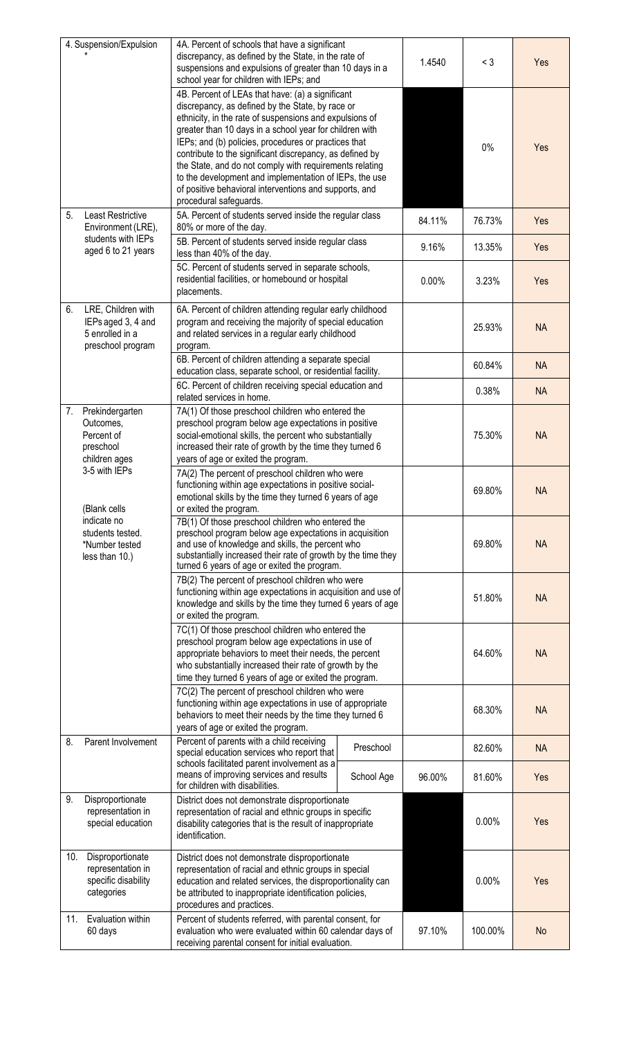| 4. Suspension/Expulsion * | 4A. Percent of schools that have a significant discrepancy, as defined by the State, in the rate of suspensions and expulsions of greater than 10 days in a school year for children with IEPs; and | | 1.4540 | < 3 | Yes |
|---|---|---|---|---|---|
| | 4B. Percent of LEAs that have: (a) a significant discrepancy, as defined by the State, by race or ethnicity, in the rate of suspensions and expulsions of greater than 10 days in a school year for children with IEPs; and (b) policies, procedures or practices that contribute to the significant discrepancy, as defined by the State, and do not comply with requirements relating to the development and implementation of IEPs, the use of positive behavioral interventions and supports, and procedural safeguards. | | | 0% | Yes |
| 5. Least Restrictive Environment (LRE), students with IEPs aged 6 to 21 years | 5A. Percent of students served inside the regular class 80% or more of the day. | | 84.11% | 76.73% | Yes |
| | 5B. Percent of students served inside regular class less than 40% of the day. | | 9.16% | 13.35% | Yes |
| | 5C. Percent of students served in separate schools, residential facilities, or homebound or hospital placements. | | 0.00% | 3.23% | Yes |
| 6. LRE, Children with IEPs aged 3, 4 and 5 enrolled in a preschool program | 6A. Percent of children attending regular early childhood program and receiving the majority of special education and related services in a regular early childhood program. | | | 25.93% | NA |
| | 6B. Percent of children attending a separate special education class, separate school, or residential facility. | | | 60.84% | NA |
| | 6C. Percent of children receiving special education and related services in home. | | | 0.38% | NA |
| 7. Prekindergarten Outcomes, Percent of preschool children ages 3-5 with IEPs (Blank cells indicate no students tested. *Number tested less than 10.) | 7A(1) Of those preschool children who entered the preschool program below age expectations in positive social-emotional skills, the percent who substantially increased their rate of growth by the time they turned 6 years of age or exited the program. | | | 75.30% | NA |
| | 7A(2) The percent of preschool children who were functioning within age expectations in positive social-emotional skills by the time they turned 6 years of age or exited the program. | | | 69.80% | NA |
| | 7B(1) Of those preschool children who entered the preschool program below age expectations in acquisition and use of knowledge and skills, the percent who substantially increased their rate of growth by the time they turned 6 years of age or exited the program. | | | 69.80% | NA |
| | 7B(2) The percent of preschool children who were functioning within age expectations in acquisition and use of knowledge and skills by the time they turned 6 years of age or exited the program. | | | 51.80% | NA |
| | 7C(1) Of those preschool children who entered the preschool program below age expectations in use of appropriate behaviors to meet their needs, the percent who substantially increased their rate of growth by the time they turned 6 years of age or exited the program. | | | 64.60% | NA |
| | 7C(2) The percent of preschool children who were functioning within age expectations in use of appropriate behaviors to meet their needs by the time they turned 6 years of age or exited the program. | | | 68.30% | NA |
| 8. Parent Involvement | Percent of parents with a child receiving special education services who report that schools facilitated parent involvement as a means of improving services and results for children with disabilities. | Preschool | | 82.60% | NA |
| | | School Age | 96.00% | 81.60% | Yes |
| 9. Disproportionate representation in special education | District does not demonstrate disproportionate representation of racial and ethnic groups in specific disability categories that is the result of inappropriate identification. | | | 0.00% | Yes |
| 10. Disproportionate representation in specific disability categories | District does not demonstrate disproportionate representation of racial and ethnic groups in special education and related services, the disproportionality can be attributed to inappropriate identification policies, procedures and practices. | | | 0.00% | Yes |
| 11. Evaluation within 60 days | Percent of students referred, with parental consent, for evaluation who were evaluated within 60 calendar days of receiving parental consent for initial evaluation. | | 97.10% | 100.00% | No |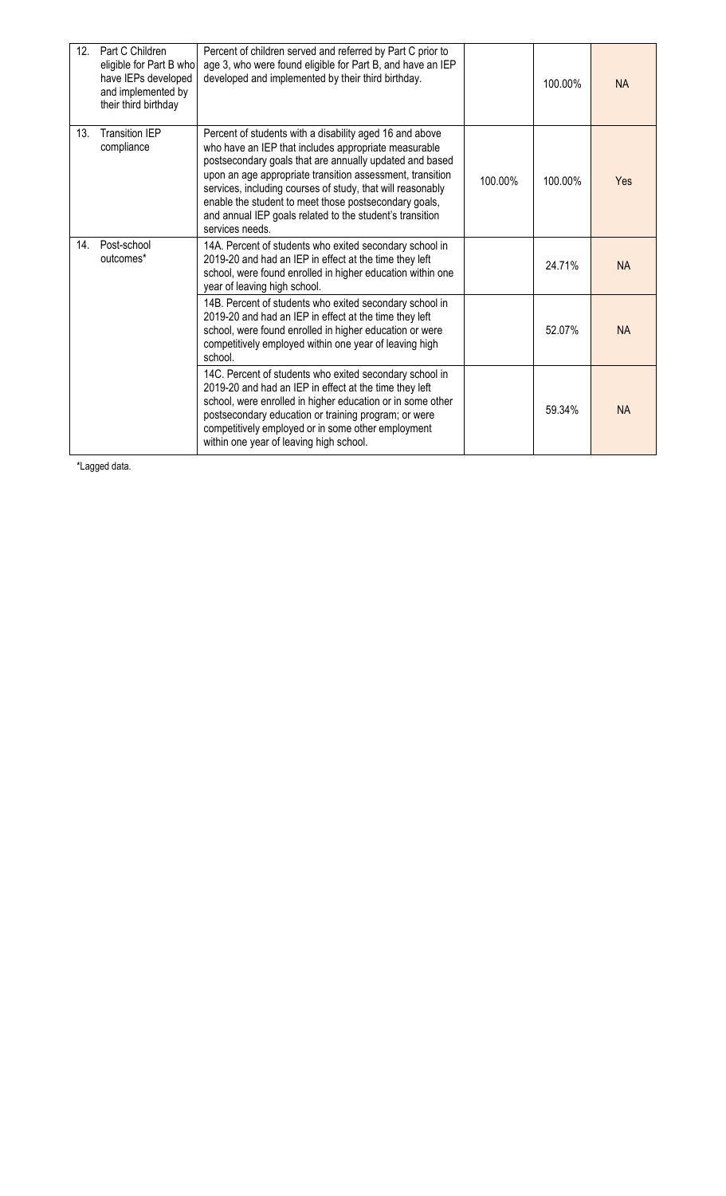| | | | | | |
|---|---|---|---|---|---|
| 12. | Part C Children eligible for Part B who have IEPs developed and implemented by their third birthday | Percent of children served and referred by Part C prior to age 3, who were found eligible for Part B, and have an IEP developed and implemented by their third birthday. | | 100.00% | NA |
| 13. | Transition IEP compliance | Percent of students with a disability aged 16 and above who have an IEP that includes appropriate measurable postsecondary goals that are annually updated and based upon an age appropriate transition assessment, transition services, including courses of study, that will reasonably enable the student to meet those postsecondary goals, and annual IEP goals related to the student's transition services needs. | 100.00% | 100.00% | Yes |
| 14. | Post-school outcomes* | 14A. Percent of students who exited secondary school in 2019-20 and had an IEP in effect at the time they left school, were found enrolled in higher education within one year of leaving high school. | | 24.71% | NA |
| | | 14B. Percent of students who exited secondary school in 2019-20 and had an IEP in effect at the time they left school, were found enrolled in higher education or were competitively employed within one year of leaving high school. | | 52.07% | NA |
| | | 14C. Percent of students who exited secondary school in 2019-20 and had an IEP in effect at the time they left school, were enrolled in higher education or in some other postsecondary education or training program; or were competitively employed or in some other employment within one year of leaving high school. | | 59.34% | NA |

*Lagged data.